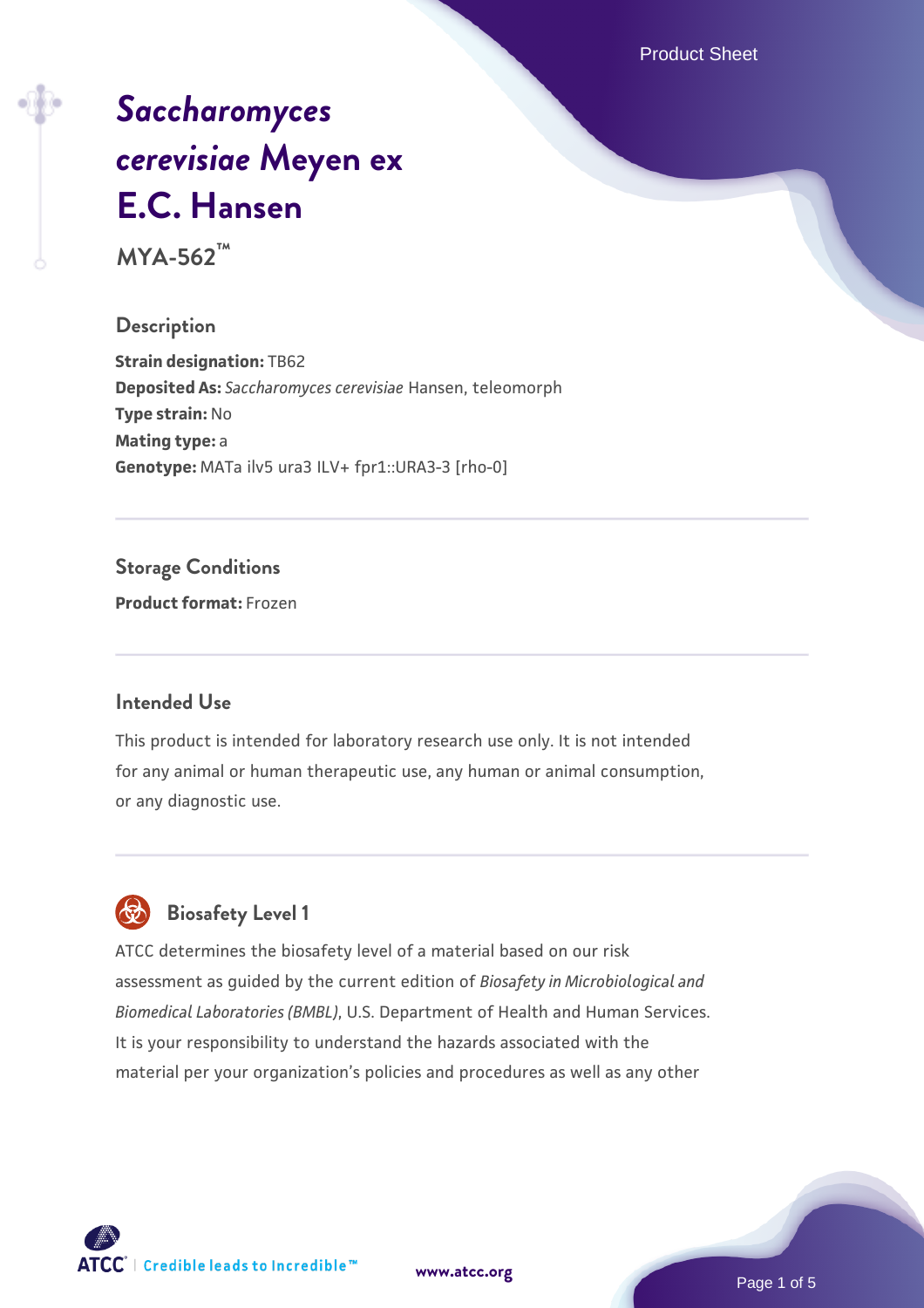# *Saccharomyces cerevisiae* Meyen ex E.C. Hansen

**MYA-562™**

## Description

**Strain designation:** TB62
**Deposited As:** *Saccharomyces cerevisiae* Hansen, teleomorph
**Type strain:** No
**Mating type:** a
**Genotype:** MATa ilv5 ura3 ILV+ fpr1::URA3-3 [rho-0]

## Storage Conditions

**Product format:** Frozen

## Intended Use

This product is intended for laboratory research use only. It is not intended for any animal or human therapeutic use, any human or animal consumption, or any diagnostic use.

## Biosafety Level 1

ATCC determines the biosafety level of a material based on our risk assessment as guided by the current edition of *Biosafety in Microbiological and Biomedical Laboratories (BMBL)*, U.S. Department of Health and Human Services. It is your responsibility to understand the hazards associated with the material per your organization's policies and procedures as well as any other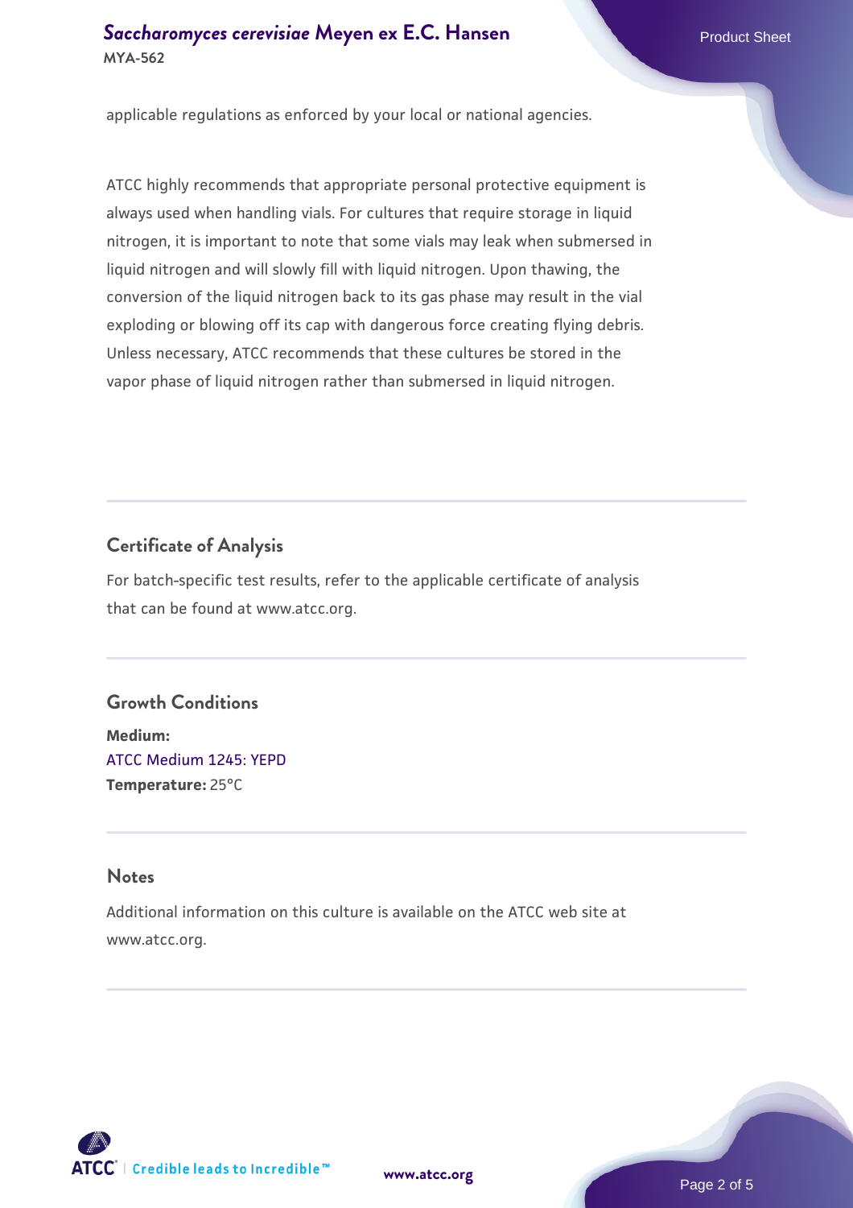applicable regulations as enforced by your local or national agencies.

ATCC highly recommends that appropriate personal protective equipment is always used when handling vials. For cultures that require storage in liquid nitrogen, it is important to note that some vials may leak when submersed in liquid nitrogen and will slowly fill with liquid nitrogen. Upon thawing, the conversion of the liquid nitrogen back to its gas phase may result in the vial exploding or blowing off its cap with dangerous force creating flying debris. Unless necessary, ATCC recommends that these cultures be stored in the vapor phase of liquid nitrogen rather than submersed in liquid nitrogen.

## Certificate of Analysis

For batch-specific test results, refer to the applicable certificate of analysis that can be found at www.atcc.org.

## Growth Conditions

**Medium:**
ATCC Medium 1245: YEPD
**Temperature:** 25°C

## Notes

Additional information on this culture is available on the ATCC web site at www.atcc.org.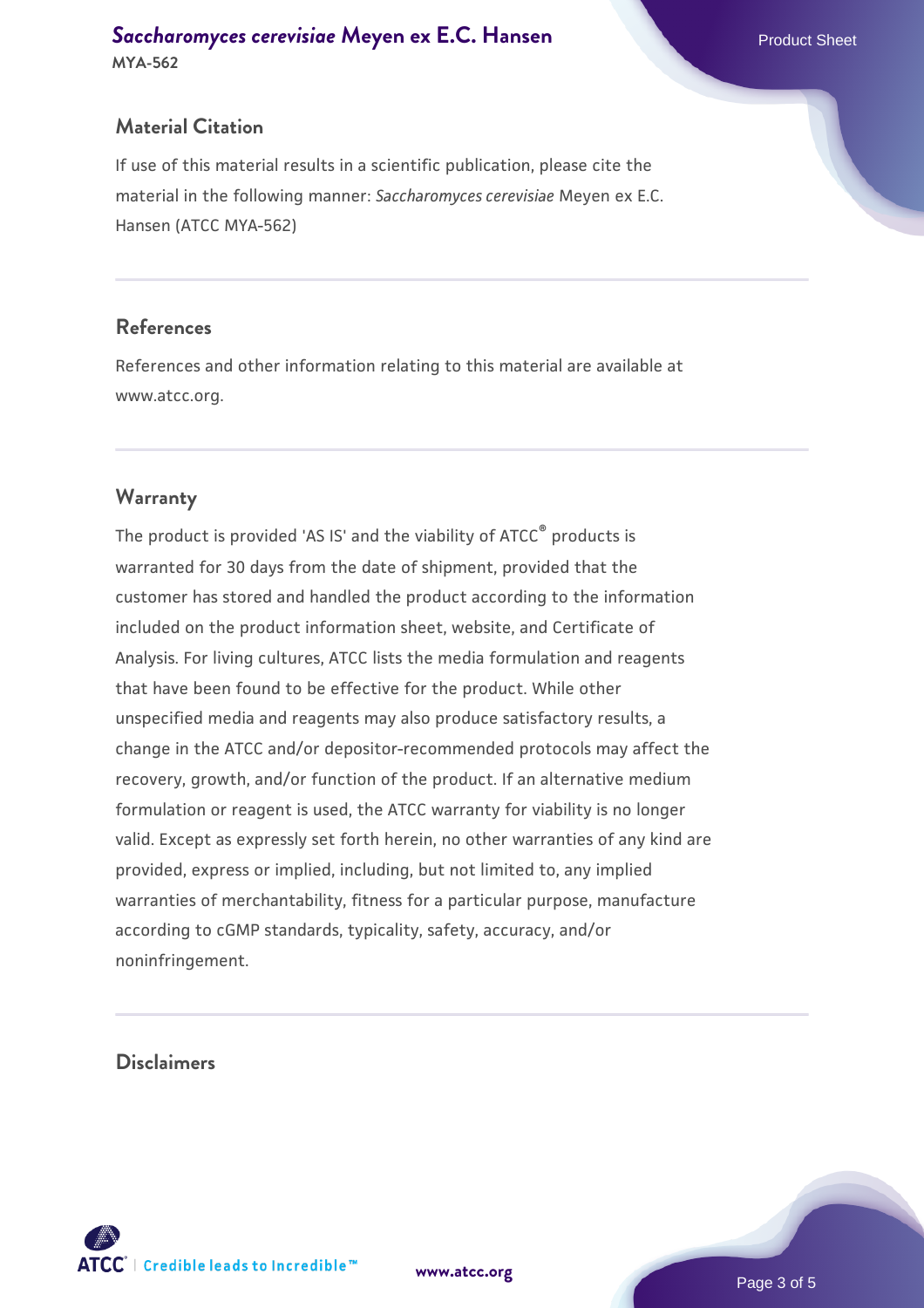## Material Citation

If use of this material results in a scientific publication, please cite the material in the following manner: *Saccharomyces cerevisiae* Meyen ex E.C. Hansen (ATCC MYA-562)

## References

References and other information relating to this material are available at www.atcc.org.

## Warranty

The product is provided 'AS IS' and the viability of ATCC® products is warranted for 30 days from the date of shipment, provided that the customer has stored and handled the product according to the information included on the product information sheet, website, and Certificate of Analysis. For living cultures, ATCC lists the media formulation and reagents that have been found to be effective for the product. While other unspecified media and reagents may also produce satisfactory results, a change in the ATCC and/or depositor-recommended protocols may affect the recovery, growth, and/or function of the product. If an alternative medium formulation or reagent is used, the ATCC warranty for viability is no longer valid. Except as expressly set forth herein, no other warranties of any kind are provided, express or implied, including, but not limited to, any implied warranties of merchantability, fitness for a particular purpose, manufacture according to cGMP standards, typicality, safety, accuracy, and/or noninfringement.

## Disclaimers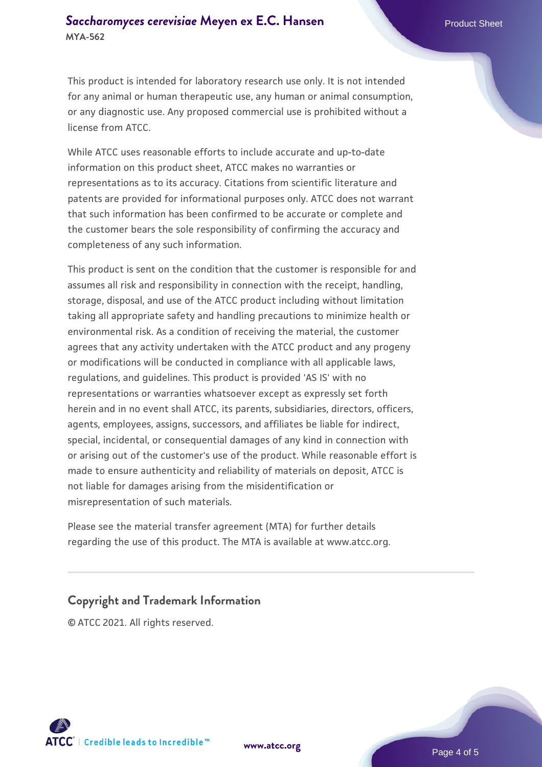This product is intended for laboratory research use only. It is not intended for any animal or human therapeutic use, any human or animal consumption, or any diagnostic use. Any proposed commercial use is prohibited without a license from ATCC.

While ATCC uses reasonable efforts to include accurate and up-to-date information on this product sheet, ATCC makes no warranties or representations as to its accuracy. Citations from scientific literature and patents are provided for informational purposes only. ATCC does not warrant that such information has been confirmed to be accurate or complete and the customer bears the sole responsibility of confirming the accuracy and completeness of any such information.

This product is sent on the condition that the customer is responsible for and assumes all risk and responsibility in connection with the receipt, handling, storage, disposal, and use of the ATCC product including without limitation taking all appropriate safety and handling precautions to minimize health or environmental risk. As a condition of receiving the material, the customer agrees that any activity undertaken with the ATCC product and any progeny or modifications will be conducted in compliance with all applicable laws, regulations, and guidelines. This product is provided 'AS IS' with no representations or warranties whatsoever except as expressly set forth herein and in no event shall ATCC, its parents, subsidiaries, directors, officers, agents, employees, assigns, successors, and affiliates be liable for indirect, special, incidental, or consequential damages of any kind in connection with or arising out of the customer's use of the product. While reasonable effort is made to ensure authenticity and reliability of materials on deposit, ATCC is not liable for damages arising from the misidentification or misrepresentation of such materials.

Please see the material transfer agreement (MTA) for further details regarding the use of this product. The MTA is available at www.atcc.org.

## Copyright and Trademark Information

© ATCC 2021. All rights reserved.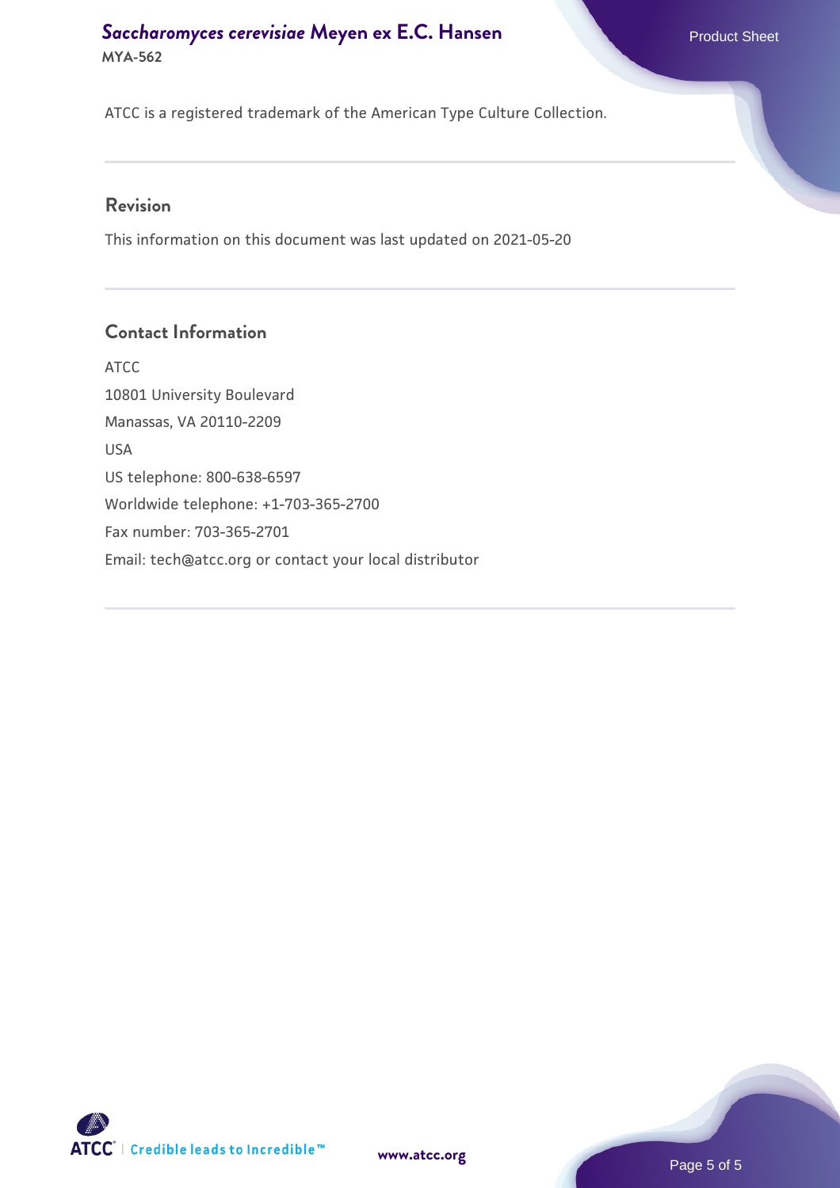ATCC is a registered trademark of the American Type Culture Collection.

## Revision

This information on this document was last updated on 2021-05-20

## Contact Information

ATCC
10801 University Boulevard
Manassas, VA 20110-2209
USA
US telephone: 800-638-6597
Worldwide telephone: +1-703-365-2700
Fax number: 703-365-2701
Email: tech@atcc.org or contact your local distributor